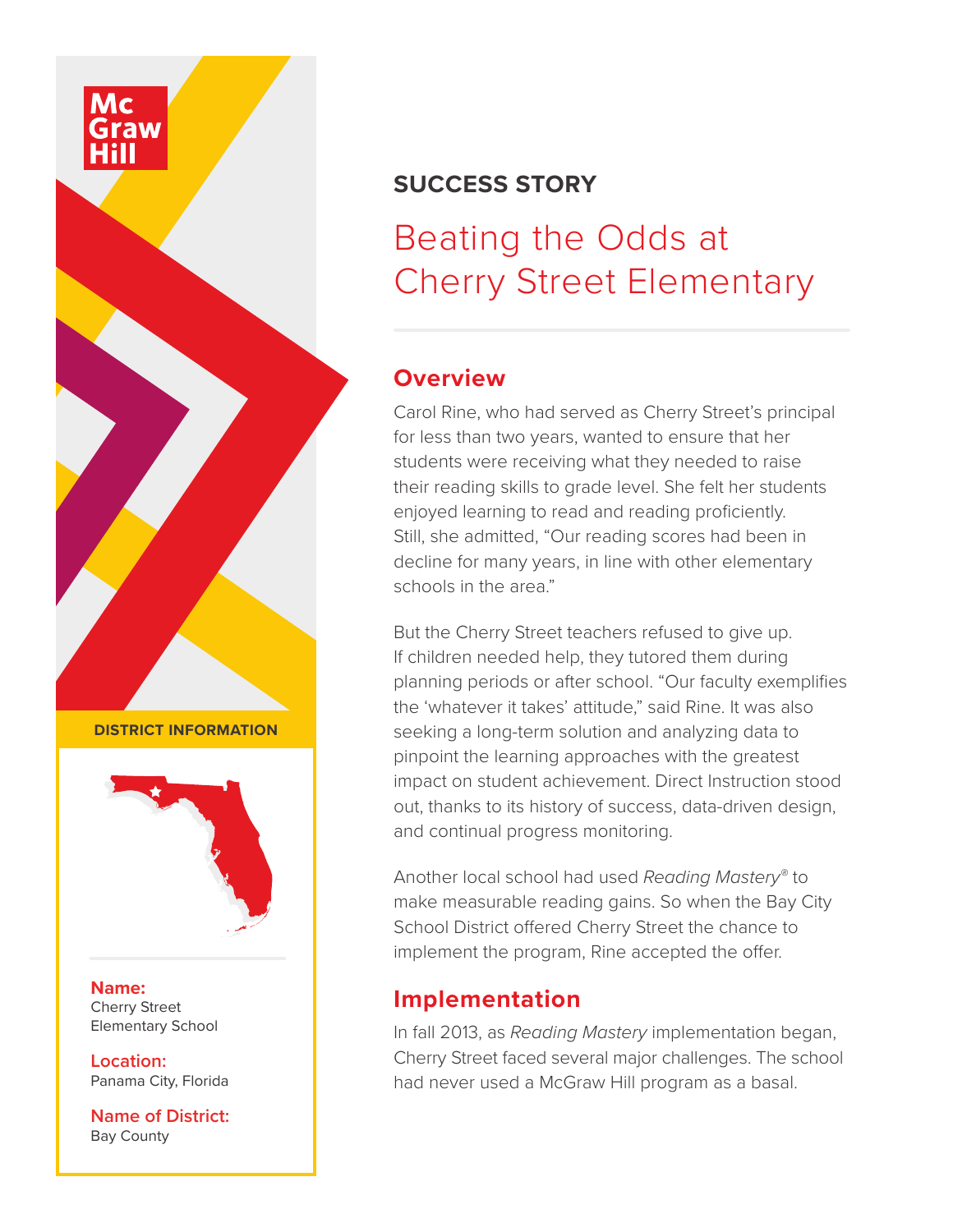McGraw Hill

**SUCCESS STORY**

# Beating the Odds at Cherry Street Elementary

## Overview

Carol Rine, who had served as Cherry Street's principal for less than two years, wanted to ensure that her students were receiving what they needed to raise their reading skills to grade level. She felt her students enjoyed learning to read and reading proficiently. Still, she admitted, "Our reading scores had been in decline for many years, in line with other elementary schools in the area."

But the Cherry Street teachers refused to give up. If children needed help, they tutored them during planning periods or after school. "Our faculty exemplifies the 'whatever it takes' attitude," said Rine. It was also seeking a long-term solution and analyzing data to pinpoint the learning approaches with the greatest impact on student achievement. Direct Instruction stood out, thanks to its history of success, data-driven design, and continual progress monitoring.

Another local school had used *Reading Mastery*® to make measurable reading gains. So when the Bay City School District offered Cherry Street the chance to implement the program, Rine accepted the offer.

## Implementation

In fall 2013, as *Reading Mastery* implementation began, Cherry Street faced several major challenges. The school had never used a McGraw Hill program as a basal.

**DISTRICT INFORMATION**

**Name:**
Cherry Street Elementary School

**Location:**
Panama City, Florida

**Name of District:**
Bay County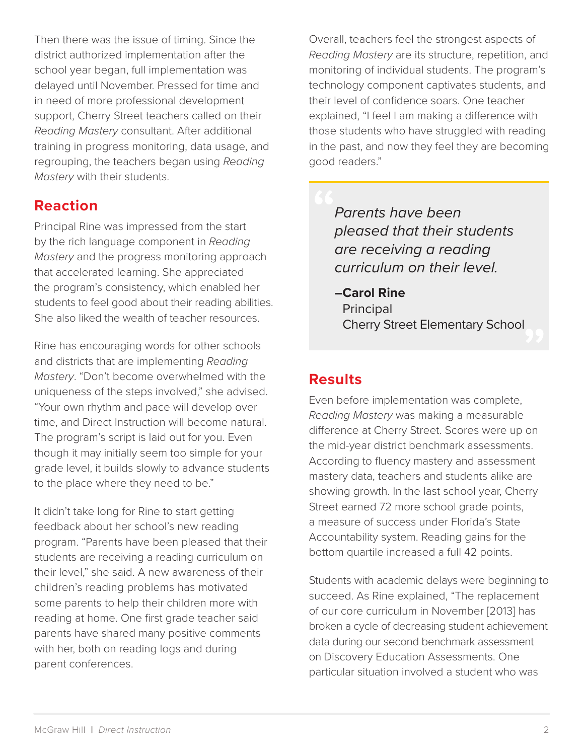Then there was the issue of timing. Since the district authorized implementation after the school year began, full implementation was delayed until November. Pressed for time and in need of more professional development support, Cherry Street teachers called on their *Reading Mastery* consultant. After additional training in progress monitoring, data usage, and regrouping, the teachers began using *Reading Mastery* with their students.

## Reaction

Principal Rine was impressed from the start by the rich language component in *Reading Mastery* and the progress monitoring approach that accelerated learning. She appreciated the program's consistency, which enabled her students to feel good about their reading abilities. She also liked the wealth of teacher resources.

Rine has encouraging words for other schools and districts that are implementing *Reading Mastery*. "Don't become overwhelmed with the uniqueness of the steps involved," she advised. "Your own rhythm and pace will develop over time, and Direct Instruction will become natural. The program's script is laid out for you. Even though it may initially seem too simple for your grade level, it builds slowly to advance students to the place where they need to be."

It didn't take long for Rine to start getting feedback about her school's new reading program. "Parents have been pleased that their students are receiving a reading curriculum on their level," she said. A new awareness of their children's reading problems has motivated some parents to help their children more with reading at home. One first grade teacher said parents have shared many positive comments with her, both on reading logs and during parent conferences.

Overall, teachers feel the strongest aspects of *Reading Mastery* are its structure, repetition, and monitoring of individual students. The program's technology component captivates students, and their level of confidence soars. One teacher explained, "I feel I am making a difference with those students who have struggled with reading in the past, and now they feel they are becoming good readers."

> *Parents have been pleased that their students are receiving a reading curriculum on their level.*
>
> **–Carol Rine**
> Principal
> Cherry Street Elementary School

## Results

Even before implementation was complete, *Reading Mastery* was making a measurable difference at Cherry Street. Scores were up on the mid-year district benchmark assessments. According to fluency mastery and assessment mastery data, teachers and students alike are showing growth. In the last school year, Cherry Street earned 72 more school grade points, a measure of success under Florida's State Accountability system. Reading gains for the bottom quartile increased a full 42 points.

Students with academic delays were beginning to succeed. As Rine explained, "The replacement of our core curriculum in November [2013] has broken a cycle of decreasing student achievement data during our second benchmark assessment on Discovery Education Assessments. One particular situation involved a student who was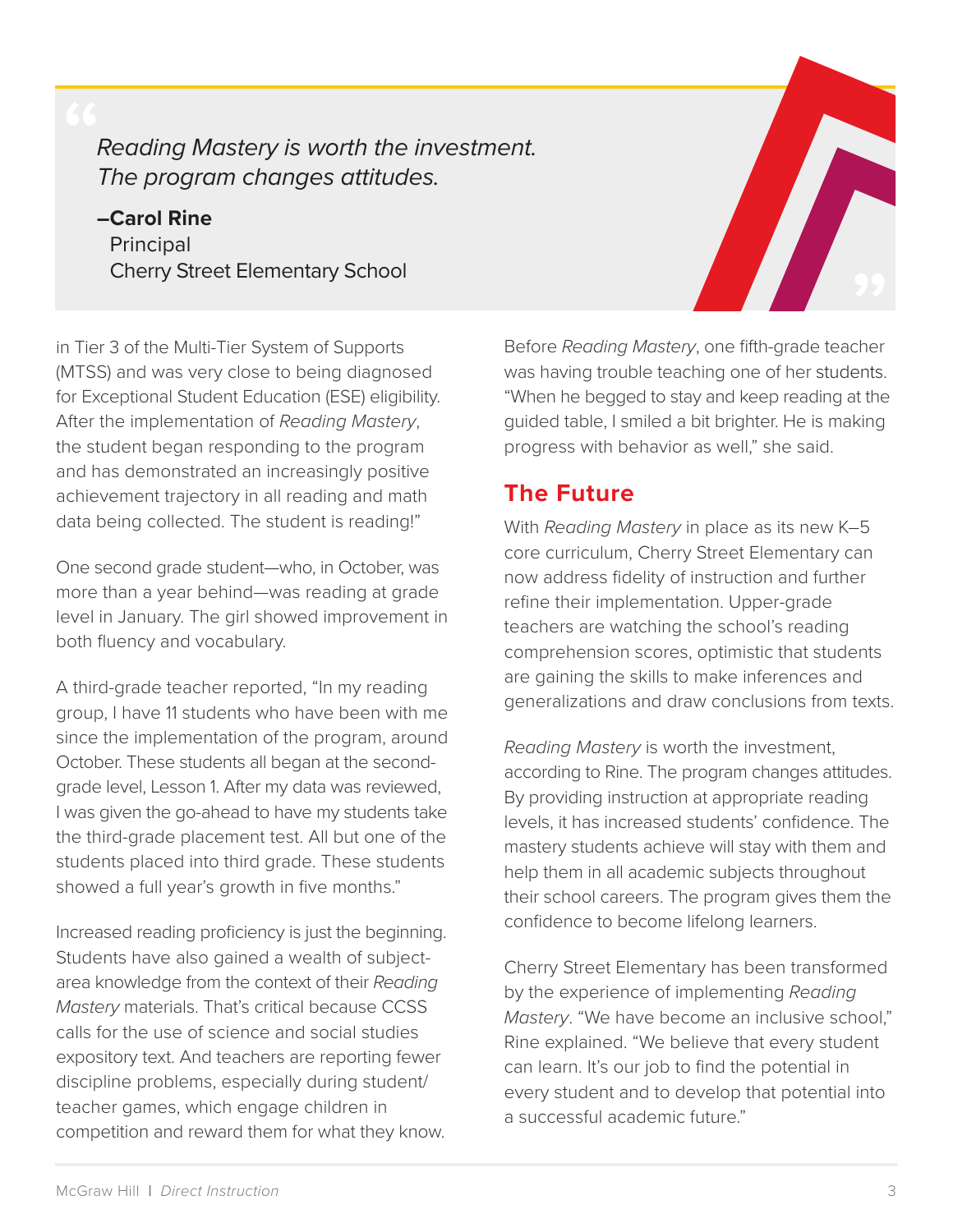> *Reading Mastery is worth the investment. The program changes attitudes.*
>
> **–Carol Rine**
> Principal
> Cherry Street Elementary School

in Tier 3 of the Multi-Tier System of Supports (MTSS) and was very close to being diagnosed for Exceptional Student Education (ESE) eligibility. After the implementation of *Reading Mastery*, the student began responding to the program and has demonstrated an increasingly positive achievement trajectory in all reading and math data being collected. The student is reading!"

One second grade student—who, in October, was more than a year behind—was reading at grade level in January. The girl showed improvement in both fluency and vocabulary.

A third-grade teacher reported, "In my reading group, I have 11 students who have been with me since the implementation of the program, around October. These students all began at the second-grade level, Lesson 1. After my data was reviewed, I was given the go-ahead to have my students take the third-grade placement test. All but one of the students placed into third grade. These students showed a full year's growth in five months."

Increased reading proficiency is just the beginning. Students have also gained a wealth of subject-area knowledge from the context of their *Reading Mastery* materials. That's critical because CCSS calls for the use of science and social studies expository text. And teachers are reporting fewer discipline problems, especially during student/teacher games, which engage children in competition and reward them for what they know.

Before *Reading Mastery*, one fifth-grade teacher was having trouble teaching one of her students. "When he begged to stay and keep reading at the guided table, I smiled a bit brighter. He is making progress with behavior as well," she said.

## The Future

With *Reading Mastery* in place as its new K–5 core curriculum, Cherry Street Elementary can now address fidelity of instruction and further refine their implementation. Upper-grade teachers are watching the school's reading comprehension scores, optimistic that students are gaining the skills to make inferences and generalizations and draw conclusions from texts.

*Reading Mastery* is worth the investment, according to Rine. The program changes attitudes. By providing instruction at appropriate reading levels, it has increased students' confidence. The mastery students achieve will stay with them and help them in all academic subjects throughout their school careers. The program gives them the confidence to become lifelong learners.

Cherry Street Elementary has been transformed by the experience of implementing *Reading Mastery*. "We have become an inclusive school," Rine explained. "We believe that every student can learn. It's our job to find the potential in every student and to develop that potential into a successful academic future."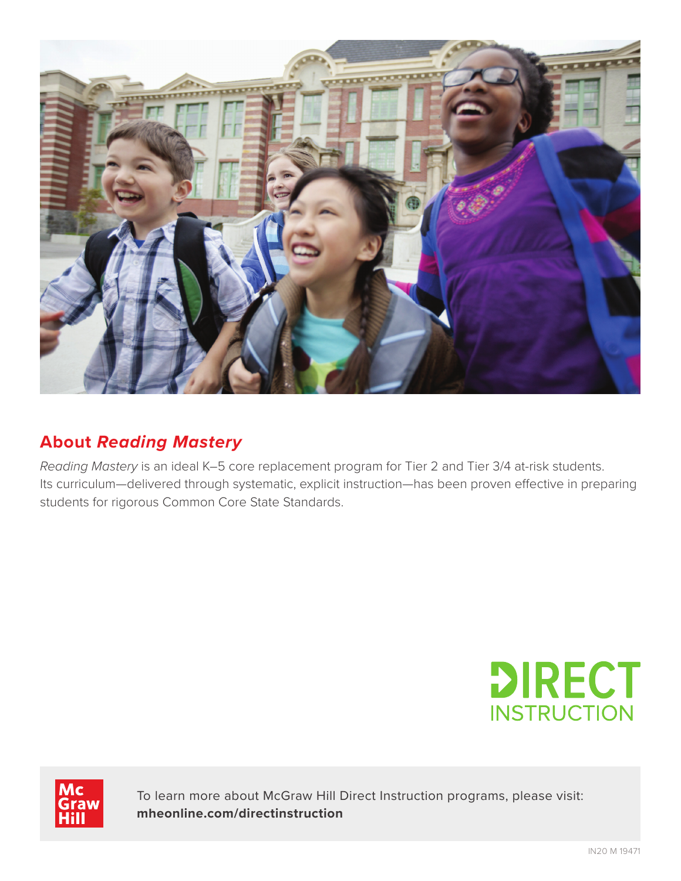## About *Reading Mastery*

*Reading Mastery* is an ideal K–5 core replacement program for Tier 2 and Tier 3/4 at-risk students. Its curriculum—delivered through systematic, explicit instruction—has been proven effective in preparing students for rigorous Common Core State Standards.

DIRECT INSTRUCTION

Mc Graw Hill

To learn more about McGraw Hill Direct Instruction programs, please visit:
**mheonline.com/directinstruction**

IN20 M 19471